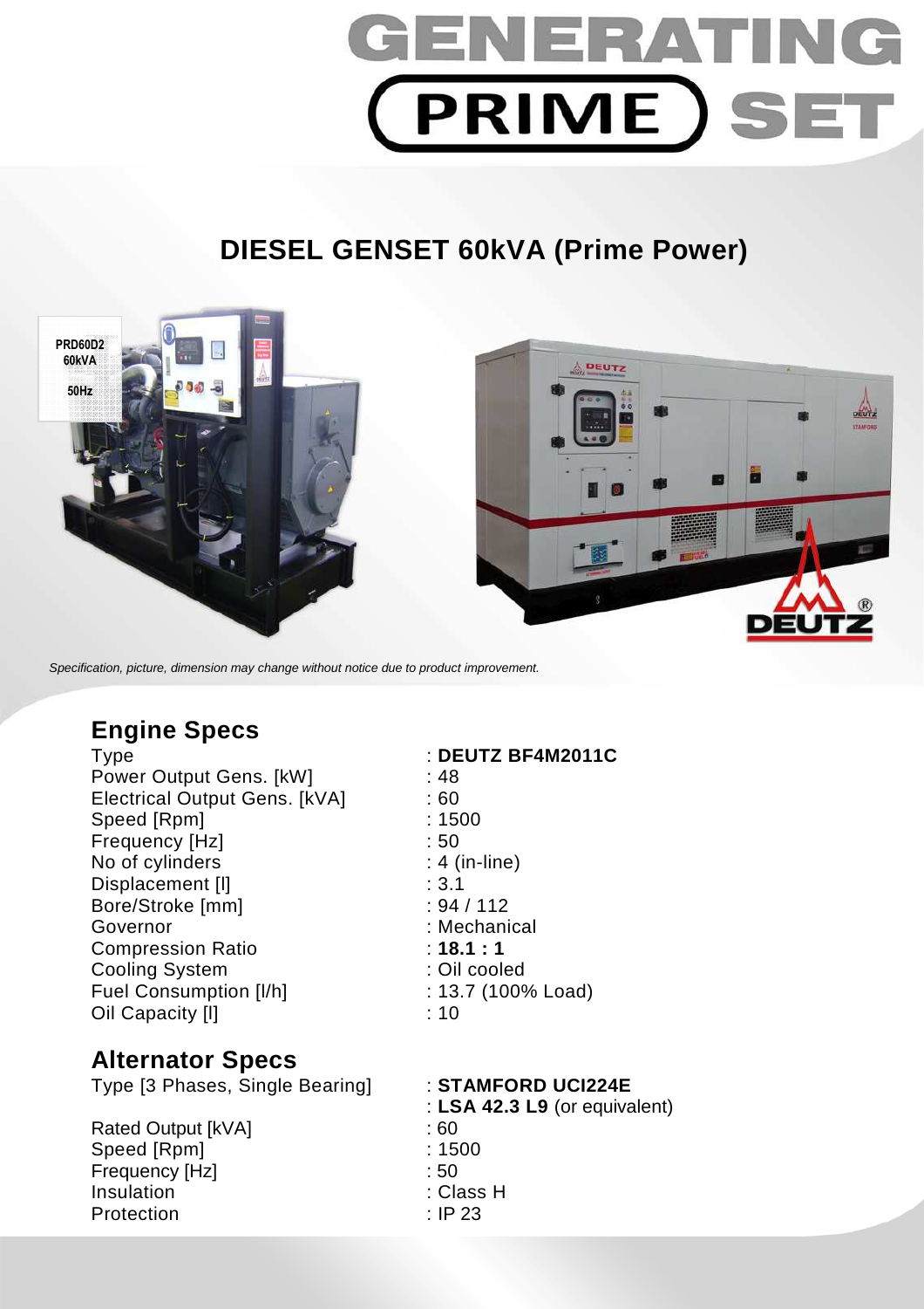# GENERATING PRIME SET

## DIESEL GENSET 60kVA (Prime Power)

*Specification, picture, dimension may change without notice due to product improvement.*

## Engine Specs

| | |
|---|---|
| Type | : **DEUTZ BF4M2011C** |
| Power Output Gens. [kW] | : 48 |
| Electrical Output Gens. [kVA] | : 60 |
| Speed [Rpm] | : 1500 |
| Frequency [Hz] | : 50 |
| No of cylinders | : 4 (in-line) |
| Displacement [l] | : 3.1 |
| Bore/Stroke [mm] | : 94 / 112 |
| Governor | : Mechanical |
| Compression Ratio | : **18.1 : 1** |
| Cooling System | : Oil cooled |
| Fuel Consumption [l/h] | : 13.7 (100% Load) |
| Oil Capacity [l] | : 10 |

## Alternator Specs

| | |
|---|---|
| Type [3 Phases, Single Bearing] | : **STAMFORD UCI224E** |
| | : **LSA 42.3 L9** (or equivalent) |
| Rated Output [kVA] | : 60 |
| Speed [Rpm] | : 1500 |
| Frequency [Hz] | : 50 |
| Insulation | : Class H |
| Protection | : IP 23 |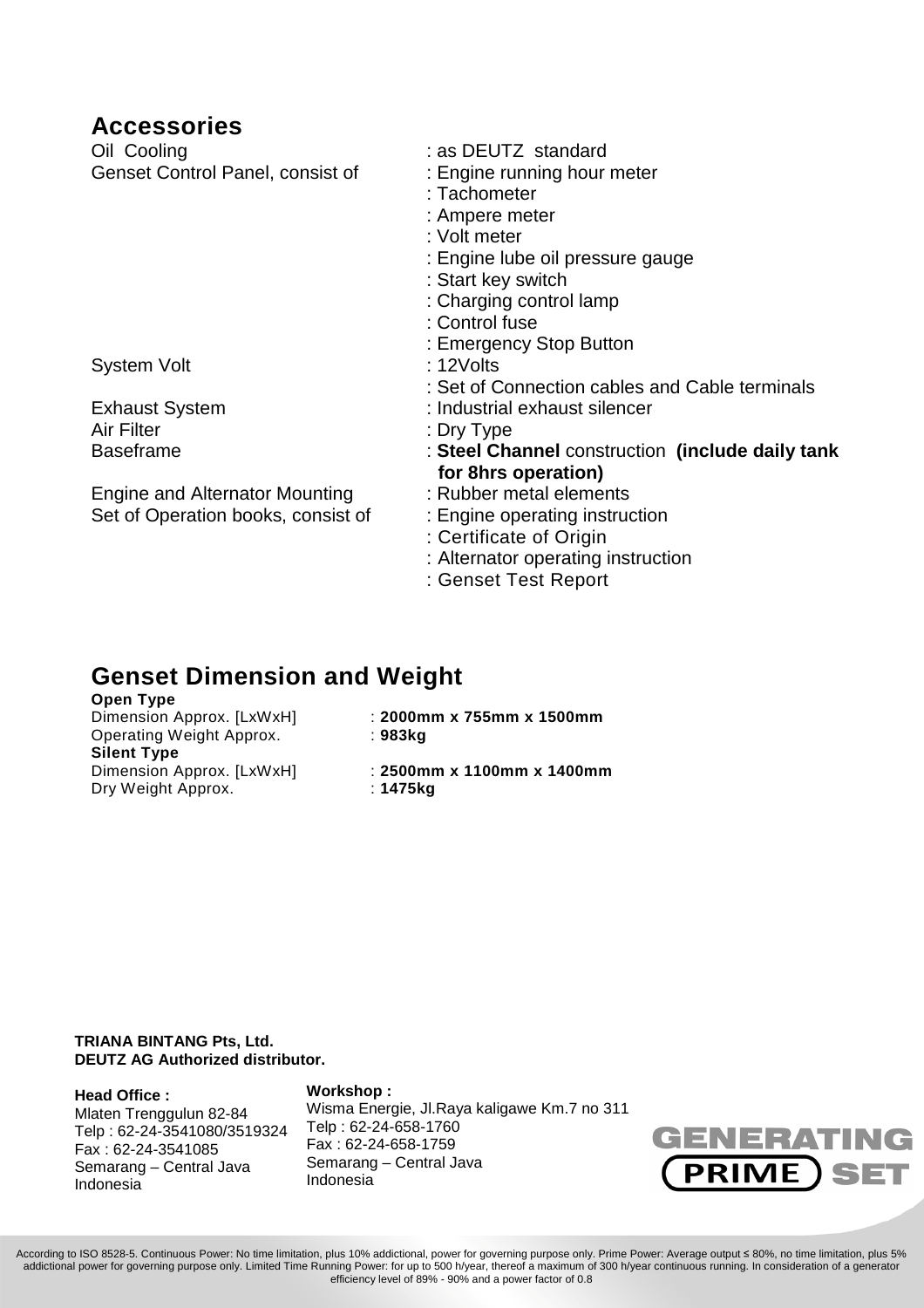## Accessories

| | |
|---|---|
| Oil Cooling | : as DEUTZ standard |
| Genset Control Panel, consist of | : Engine running hour meter |
| | : Tachometer |
| | : Ampere meter |
| | : Volt meter |
| | : Engine lube oil pressure gauge |
| | : Start key switch |
| | : Charging control lamp |
| | : Control fuse |
| | : Emergency Stop Button |
| System Volt | : 12Volts |
| | : Set of Connection cables and Cable terminals |
| Exhaust System | : Industrial exhaust silencer |
| Air Filter | : Dry Type |
| Baseframe | : **Steel Channel** construction **(include daily tank for 8hrs operation)** |
| Engine and Alternator Mounting | : Rubber metal elements |
| Set of Operation books, consist of | : Engine operating instruction |
| | : Certificate of Origin |
| | : Alternator operating instruction |
| | : Genset Test Report |

## Genset Dimension and Weight

**Open Type**

| | |
|---|---|
| Dimension Approx. [LxWxH] | : **2000mm x 755mm x 1500mm** |
| Operating Weight Approx. | : **983kg** |

**Silent Type**

| | |
|---|---|
| Dimension Approx. [LxWxH] | : **2500mm x 1100mm x 1400mm** |
| Dry Weight Approx. | : **1475kg** |

**TRIANA BINTANG Pts, Ltd.**
**DEUTZ AG Authorized distributor.**

**Head Office :**
Mlaten Trenggulun 82-84
Telp : 62-24-3541080/3519324
Fax : 62-24-3541085
Semarang – Central Java
Indonesia

**Workshop :**
Wisma Energie, Jl.Raya kaligawe Km.7 no 311
Telp : 62-24-658-1760
Fax : 62-24-658-1759
Semarang – Central Java
Indonesia

GENERATING PRIME SET

According to ISO 8528-5. Continuous Power: No time limitation, plus 10% addictional, power for governing purpose only. Prime Power: Average output ≤ 80%, no time limitation, plus 5% addictional power for governing purpose only. Limited Time Running Power: for up to 500 h/year, thereof a maximum of 300 h/year continuous running. In consideration of a generator efficiency level of 89% - 90% and a power factor of 0.8